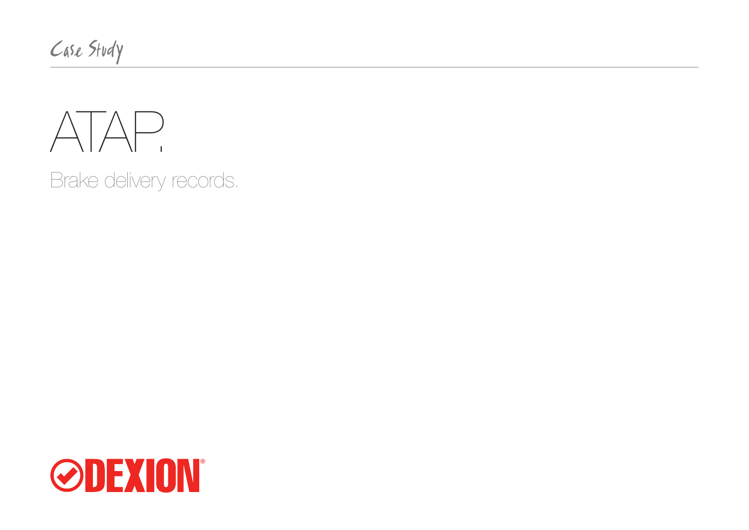Case Study

# ATAP.

## Brake delivery records.

DEXION®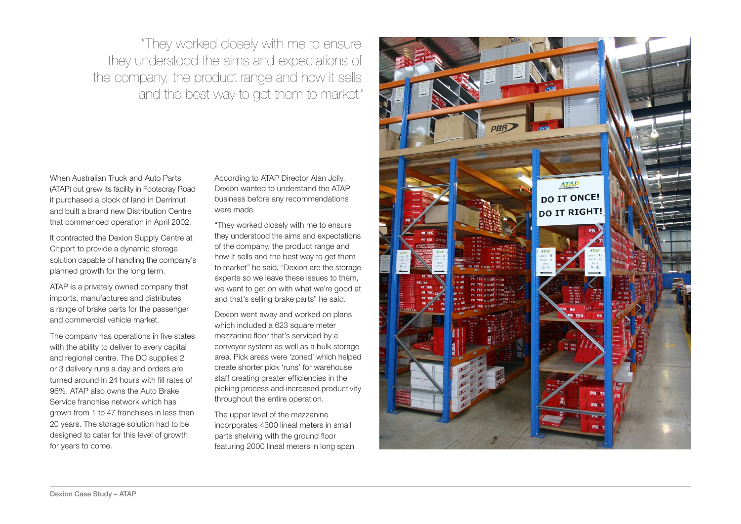> "They worked closely with me to ensure they understood the aims and expectations of the company, the product range and how it sells and the best way to get them to market."

When Australian Truck and Auto Parts (ATAP) out grew its facility in Footscray Road it purchased a block of land in Derrimut and built a brand new Distribution Centre that commenced operation in April 2002.

It contracted the Dexion Supply Centre at Citiport to provide a dynamic storage solution capable of handling the company's planned growth for the long term.

ATAP is a privately owned company that imports, manufactures and distributes a range of brake parts for the passenger and commercial vehicle market.

The company has operations in five states with the ability to deliver to every capital and regional centre. The DC supplies 2 or 3 delivery runs a day and orders are turned around in 24 hours with fill rates of 96%. ATAP also owns the Auto Brake Service franchise network which has grown from 1 to 47 franchises in less than 20 years. The storage solution had to be designed to cater for this level of growth for years to come.

According to ATAP Director Alan Jolly, Dexion wanted to understand the ATAP business before any recommendations were made.

"They worked closely with me to ensure they understood the aims and expectations of the company, the product range and how it sells and the best way to get them to market" he said, "Dexion are the storage experts so we leave these issues to them, we want to get on with what we're good at and that's selling brake parts" he said.

Dexion went away and worked on plans which included a 623 square meter mezzanine floor that's serviced by a conveyor system as well as a bulk storage area. Pick areas were 'zoned' which helped create shorter pick 'runs' for warehouse staff creating greater efficiencies in the picking process and increased productivity throughout the entire operation.

The upper level of the mezzanine incorporates 4300 lineal meters in small parts shelving with the ground floor featuring 2000 lineal meters in long span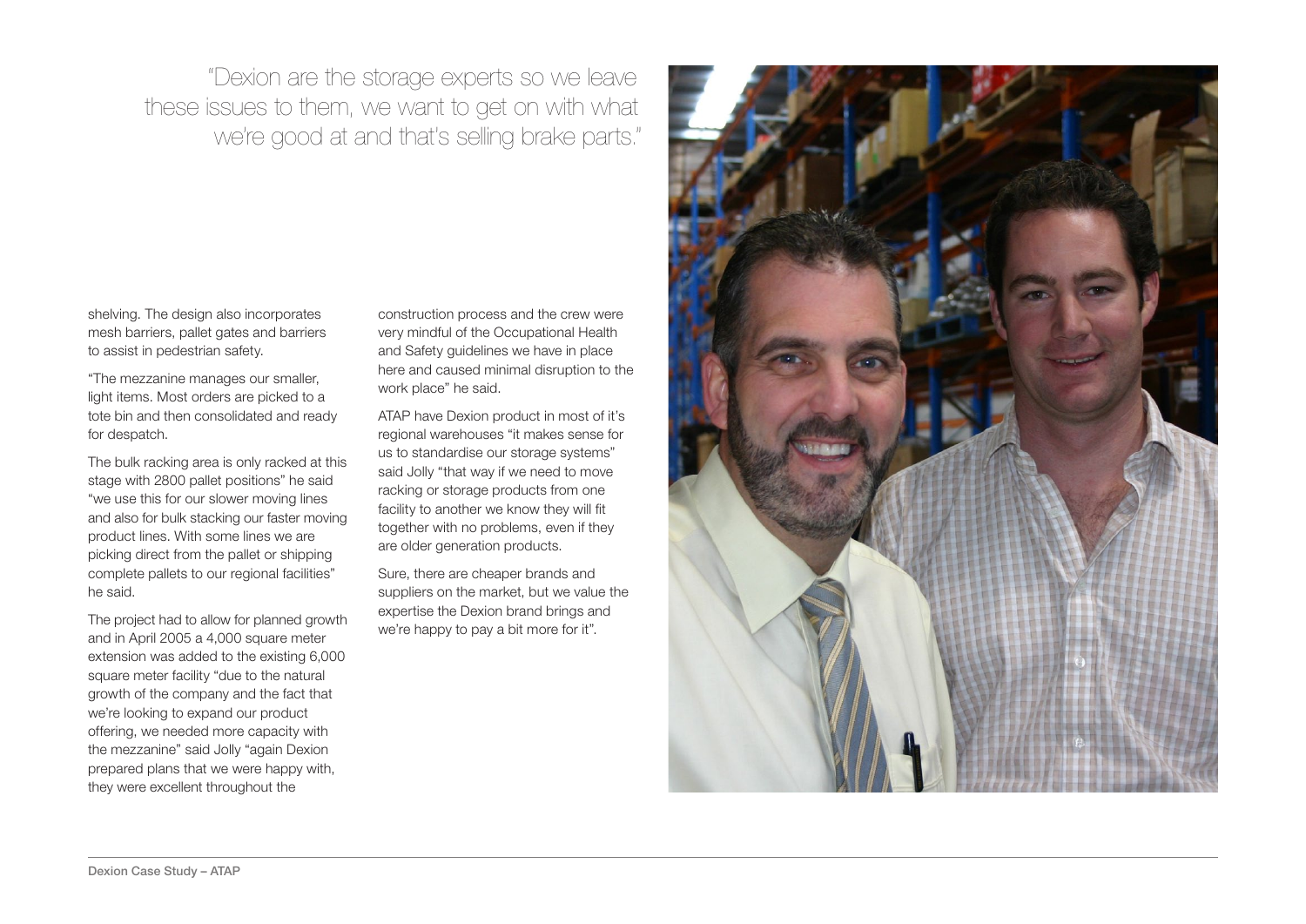"Dexion are the storage experts so we leave these issues to them, we want to get on with what we're good at and that's selling brake parts."

shelving. The design also incorporates mesh barriers, pallet gates and barriers to assist in pedestrian safety.

"The mezzanine manages our smaller, light items. Most orders are picked to a tote bin and then consolidated and ready for despatch.

The bulk racking area is only racked at this stage with 2800 pallet positions" he said "we use this for our slower moving lines and also for bulk stacking our faster moving product lines. With some lines we are picking direct from the pallet or shipping complete pallets to our regional facilities" he said.

The project had to allow for planned growth and in April 2005 a 4,000 square meter extension was added to the existing 6,000 square meter facility "due to the natural growth of the company and the fact that we're looking to expand our product offering, we needed more capacity with the mezzanine" said Jolly "again Dexion prepared plans that we were happy with, they were excellent throughout the construction process and the crew were very mindful of the Occupational Health and Safety guidelines we have in place here and caused minimal disruption to the work place" he said.

ATAP have Dexion product in most of it's regional warehouses "it makes sense for us to standardise our storage systems" said Jolly "that way if we need to move racking or storage products from one facility to another we know they will fit together with no problems, even if they are older generation products.

Sure, there are cheaper brands and suppliers on the market, but we value the expertise the Dexion brand brings and we're happy to pay a bit more for it".